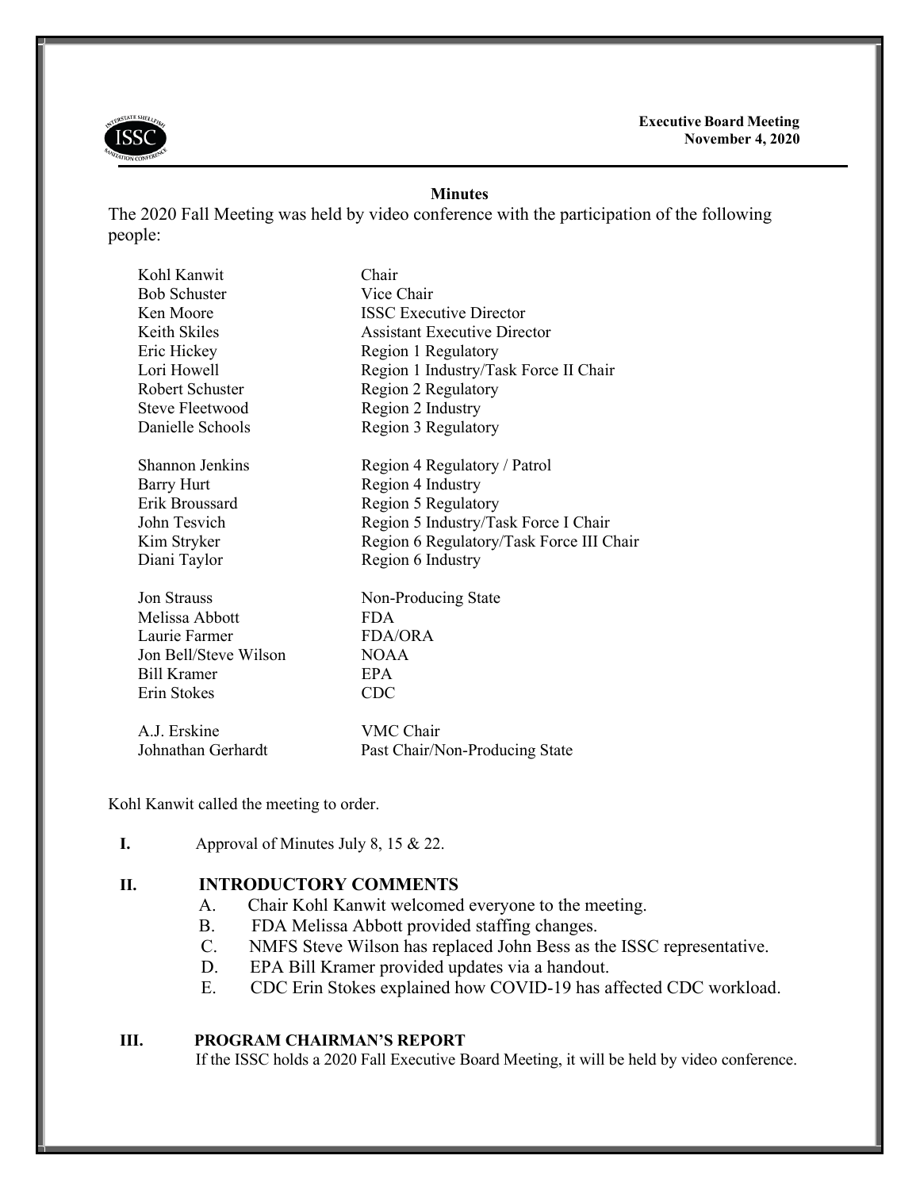**Executive Board Meeting**
**November 4, 2020**

**Minutes**

The 2020 Fall Meeting was held by video conference with the participation of the following people:

| | |
|---|---|
| Kohl Kanwit | Chair |
| Bob Schuster | Vice Chair |
| Ken Moore | ISSC Executive Director |
| Keith Skiles | Assistant Executive Director |
| Eric Hickey | Region 1 Regulatory |
| Lori Howell | Region 1 Industry/Task Force II Chair |
| Robert Schuster | Region 2 Regulatory |
| Steve Fleetwood | Region 2 Industry |
| Danielle Schools | Region 3 Regulatory |
| Shannon Jenkins | Region 4 Regulatory / Patrol |
| Barry Hurt | Region 4 Industry |
| Erik Broussard | Region 5 Regulatory |
| John Tesvich | Region 5 Industry/Task Force I Chair |
| Kim Stryker | Region 6 Regulatory/Task Force III Chair |
| Diani Taylor | Region 6 Industry |
| Jon Strauss | Non-Producing State |
| Melissa Abbott | FDA |
| Laurie Farmer | FDA/ORA |
| Jon Bell/Steve Wilson | NOAA |
| Bill Kramer | EPA |
| Erin Stokes | CDC |
| A.J. Erskine | VMC Chair |
| Johnathan Gerhardt | Past Chair/Non-Producing State |

Kohl Kanwit called the meeting to order.

**I.** Approval of Minutes July 8, 15 & 22.

**II. INTRODUCTORY COMMENTS**

A. Chair Kohl Kanwit welcomed everyone to the meeting.
B. FDA Melissa Abbott provided staffing changes.
C. NMFS Steve Wilson has replaced John Bess as the ISSC representative.
D. EPA Bill Kramer provided updates via a handout.
E. CDC Erin Stokes explained how COVID-19 has affected CDC workload.

**III. PROGRAM CHAIRMAN'S REPORT**

If the ISSC holds a 2020 Fall Executive Board Meeting, it will be held by video conference.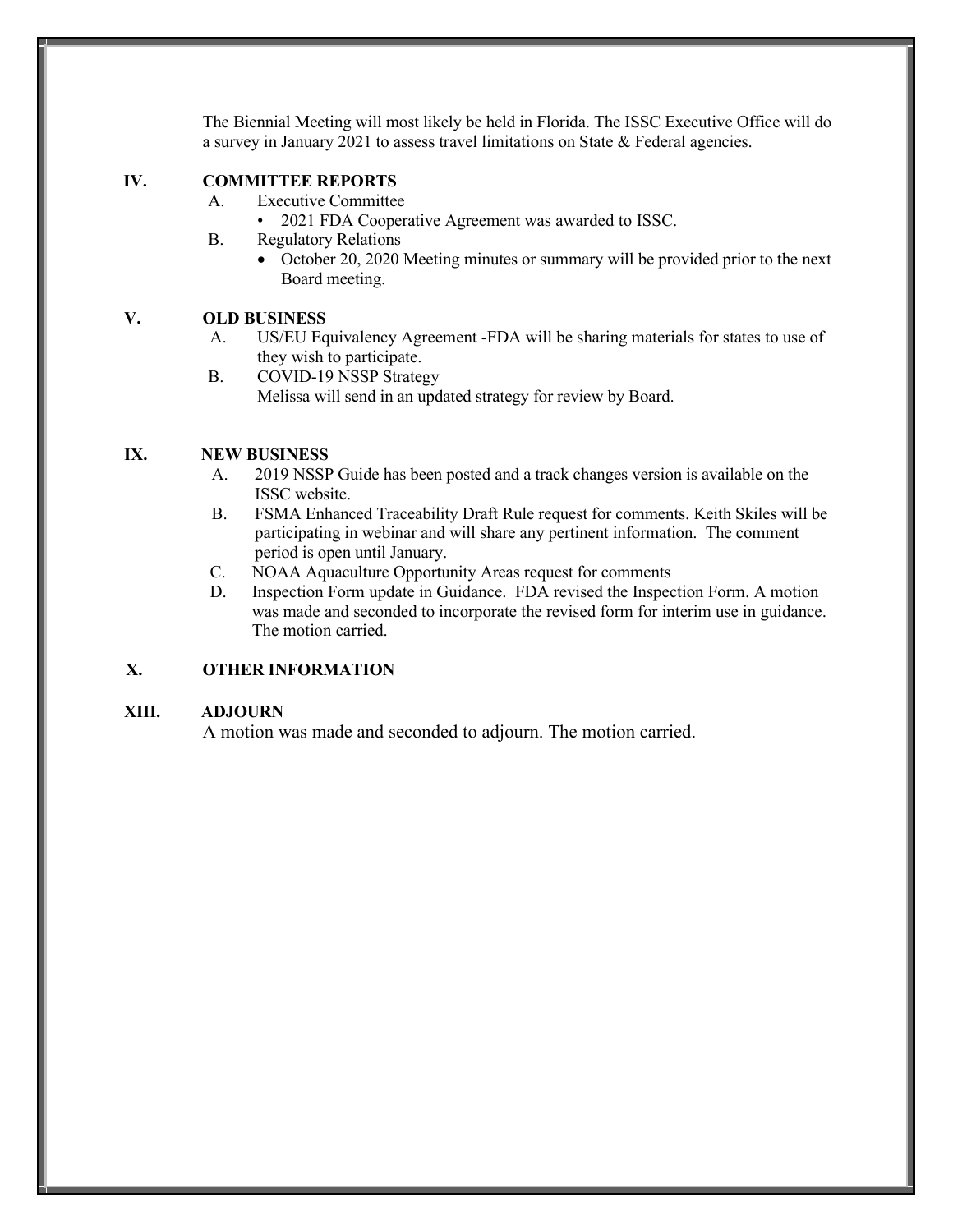The Biennial Meeting will most likely be held in Florida. The ISSC Executive Office will do a survey in January 2021 to assess travel limitations on State & Federal agencies.

## IV. COMMITTEE REPORTS

A. Executive Committee

- 2021 FDA Cooperative Agreement was awarded to ISSC.

B. Regulatory Relations

- October 20, 2020 Meeting minutes or summary will be provided prior to the next Board meeting.

## V. OLD BUSINESS

A. US/EU Equivalency Agreement -FDA will be sharing materials for states to use of they wish to participate.

B. COVID-19 NSSP Strategy
Melissa will send in an updated strategy for review by Board.

## IX. NEW BUSINESS

A. 2019 NSSP Guide has been posted and a track changes version is available on the ISSC website.

B. FSMA Enhanced Traceability Draft Rule request for comments. Keith Skiles will be participating in webinar and will share any pertinent information. The comment period is open until January.

C. NOAA Aquaculture Opportunity Areas request for comments

D. Inspection Form update in Guidance. FDA revised the Inspection Form. A motion was made and seconded to incorporate the revised form for interim use in guidance. The motion carried.

## X. OTHER INFORMATION

## XIII. ADJOURN

A motion was made and seconded to adjourn. The motion carried.